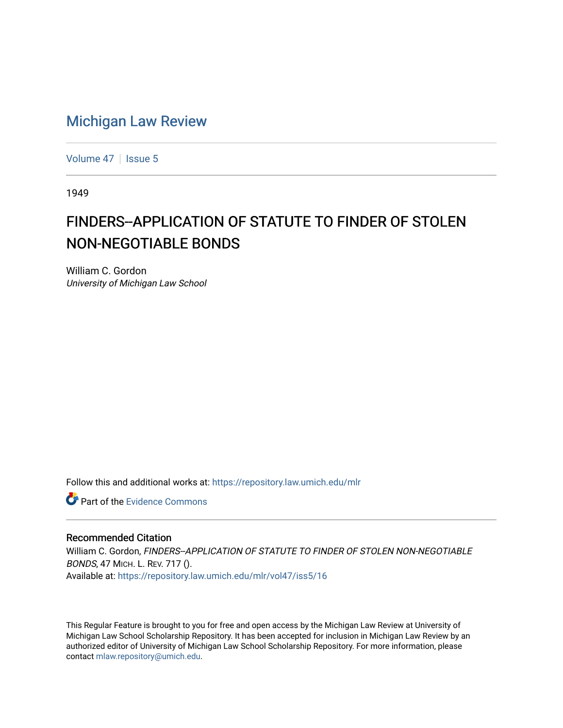# Michigan Law Review

Volume 47 | Issue 5

1949

## FINDERS--APPLICATION OF STATUTE TO FINDER OF STOLEN NON-NEGOTIABLE BONDS

William C. Gordon
*University of Michigan Law School*

Follow this and additional works at: https://repository.law.umich.edu/mlr

Part of the Evidence Commons

### Recommended Citation

William C. Gordon, *FINDERS--APPLICATION OF STATUTE TO FINDER OF STOLEN NON-NEGOTIABLE BONDS*, 47 MICH. L. REV. 717 ().
Available at: https://repository.law.umich.edu/mlr/vol47/iss5/16

This Regular Feature is brought to you for free and open access by the Michigan Law Review at University of Michigan Law School Scholarship Repository. It has been accepted for inclusion in Michigan Law Review by an authorized editor of University of Michigan Law School Scholarship Repository. For more information, please contact mlaw.repository@umich.edu.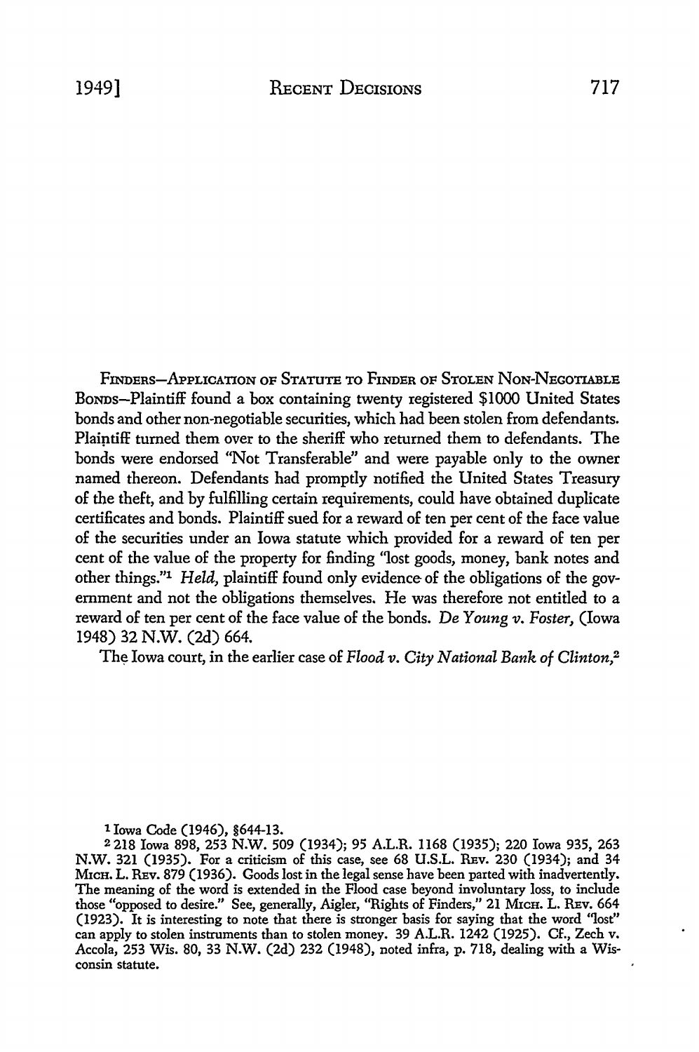FINDERS—APPLICATION OF STATUTE TO FINDER OF STOLEN NON-NEGOTIABLE BONDS—Plaintiff found a box containing twenty registered $1000 United States bonds and other non-negotiable securities, which had been stolen from defendants. Plaintiff turned them over to the sheriff who returned them to defendants. The bonds were endorsed "Not Transferable" and were payable only to the owner named thereon. Defendants had promptly notified the United States Treasury of the theft, and by fulfilling certain requirements, could have obtained duplicate certificates and bonds. Plaintiff sued for a reward of ten per cent of the face value of the securities under an Iowa statute which provided for a reward of ten per cent of the value of the property for finding "lost goods, money, bank notes and other things."[1] *Held,* plaintiff found only evidence of the obligations of the government and not the obligations themselves. He was therefore not entitled to a reward of ten per cent of the face value of the bonds. *De Young v. Foster,* (Iowa 1948) 32 N.W. (2d) 664.

The Iowa court, in the earlier case of *Flood v. City National Bank of Clinton,*[2]

---

[1] Iowa Code (1946), §644-13.

[2] 218 Iowa 898, 253 N.W. 509 (1934); 95 A.L.R. 1168 (1935); 220 Iowa 935, 263 N.W. 321 (1935). For a criticism of this case, see 68 U.S.L. REV. 230 (1934); and 34 MICH. L. REV. 879 (1936). Goods lost in the legal sense have been parted with inadvertently. The meaning of the word is extended in the Flood case beyond involuntary loss, to include those "opposed to desire." See, generally, Aigler, "Rights of Finders," 21 MICH. L. REV. 664 (1923). It is interesting to note that there is stronger basis for saying that the word "lost" can apply to stolen instruments than to stolen money. 39 A.L.R. 1242 (1925). Cf., Zech v. Accola, 253 Wis. 80, 33 N.W. (2d) 232 (1948), noted infra, p. 718, dealing with a Wisconsin statute.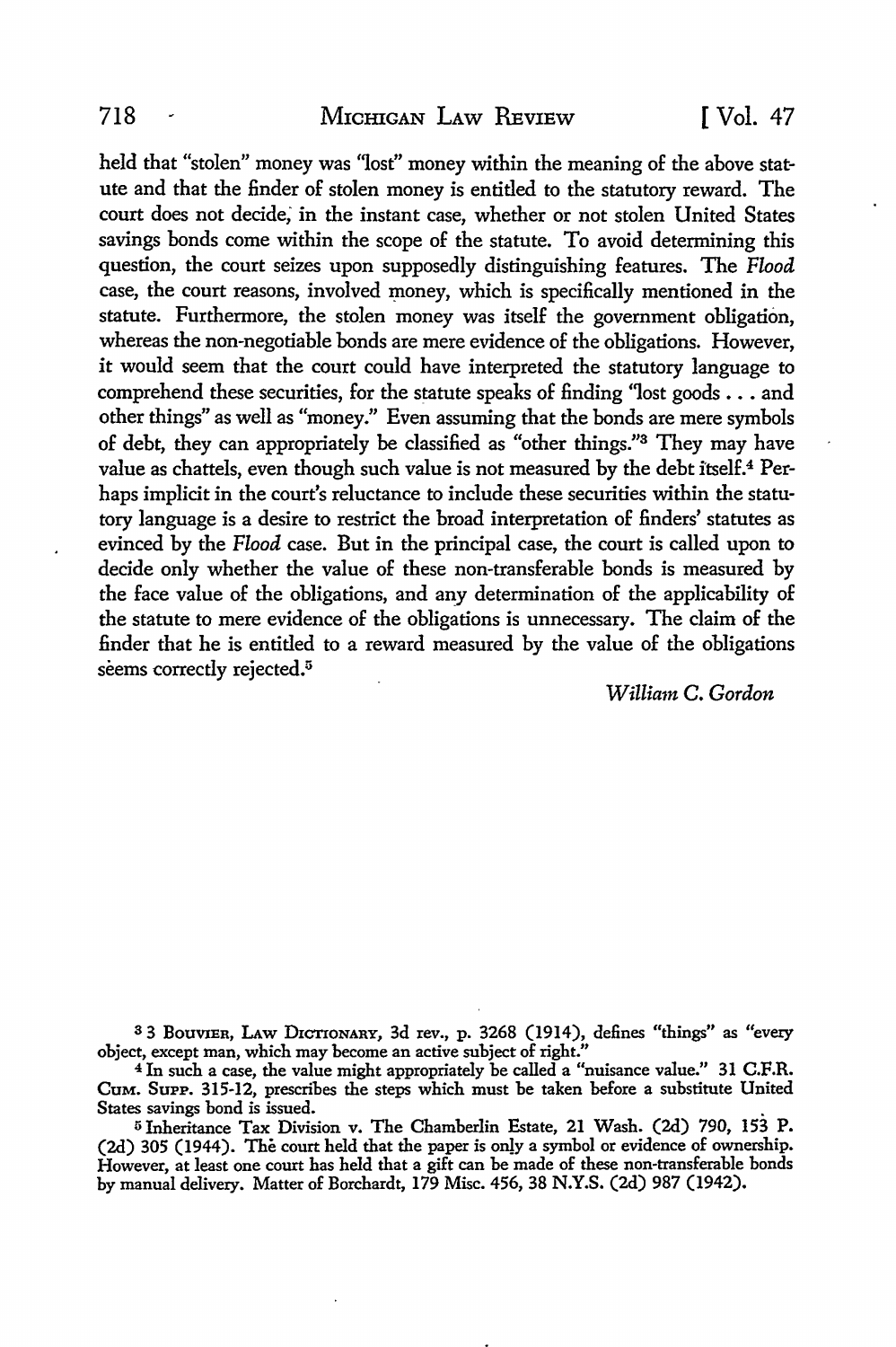held that "stolen" money was "lost" money within the meaning of the above statute and that the finder of stolen money is entitled to the statutory reward. The court does not decide, in the instant case, whether or not stolen United States savings bonds come within the scope of the statute. To avoid determining this question, the court seizes upon supposedly distinguishing features. The *Flood* case, the court reasons, involved money, which is specifically mentioned in the statute. Furthermore, the stolen money was itself the government obligation, whereas the non-negotiable bonds are mere evidence of the obligations. However, it would seem that the court could have interpreted the statutory language to comprehend these securities, for the statute speaks of finding "lost goods . . . and other things" as well as "money." Even assuming that the bonds are mere symbols of debt, they can appropriately be classified as "other things."[3] They may have value as chattels, even though such value is not measured by the debt itself.[4] Perhaps implicit in the court's reluctance to include these securities within the statutory language is a desire to restrict the broad interpretation of finders' statutes as evinced by the *Flood* case. But in the principal case, the court is called upon to decide only whether the value of these non-transferable bonds is measured by the face value of the obligations, and any determination of the applicability of the statute to mere evidence of the obligations is unnecessary. The claim of the finder that he is entitled to a reward measured by the value of the obligations seems correctly rejected.[5]

*William C. Gordon*

[3] 3 BOUVIER, LAW DICTIONARY, 3d rev., p. 3268 (1914), defines "things" as "every object, except man, which may become an active subject of right."

[4] In such a case, the value might appropriately be called a "nuisance value." 31 C.F.R. CUM. SUPP. 315-12, prescribes the steps which must be taken before a substitute United States savings bond is issued.

[5] Inheritance Tax Division v. The Chamberlin Estate, 21 Wash. (2d) 790, 153 P. (2d) 305 (1944). The court held that the paper is only a symbol or evidence of ownership. However, at least one court has held that a gift can be made of these non-transferable bonds by manual delivery. Matter of Borchardt, 179 Misc. 456, 38 N.Y.S. (2d) 987 (1942).